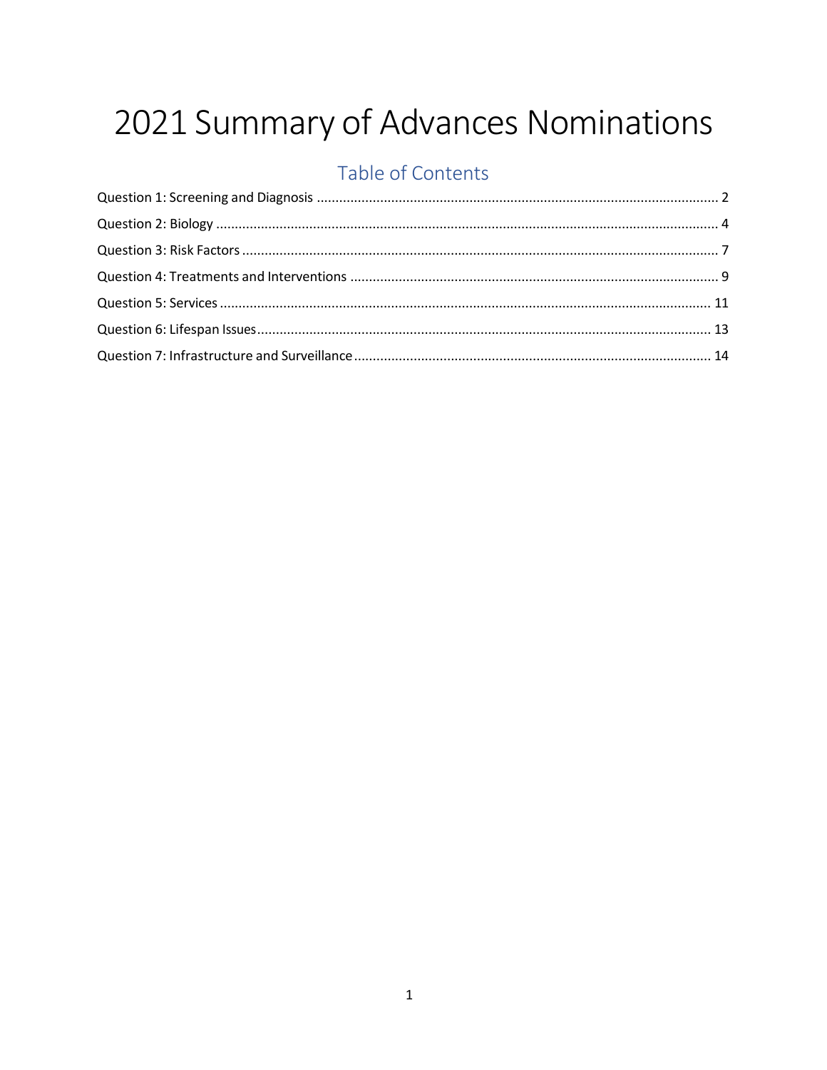# 2021 Summary of Advances Nominations

## Table of Contents

- Question 1: Screening and Diagnosis ........................................................ 2
- Question 2: Biology ........................................................ 4
- Question 3: Risk Factors ........................................................ 7
- Question 4: Treatments and Interventions ........................................................ 9
- Question 5: Services ........................................................ 11
- Question 6: Lifespan Issues ........................................................ 13
- Question 7: Infrastructure and Surveillance ........................................................ 14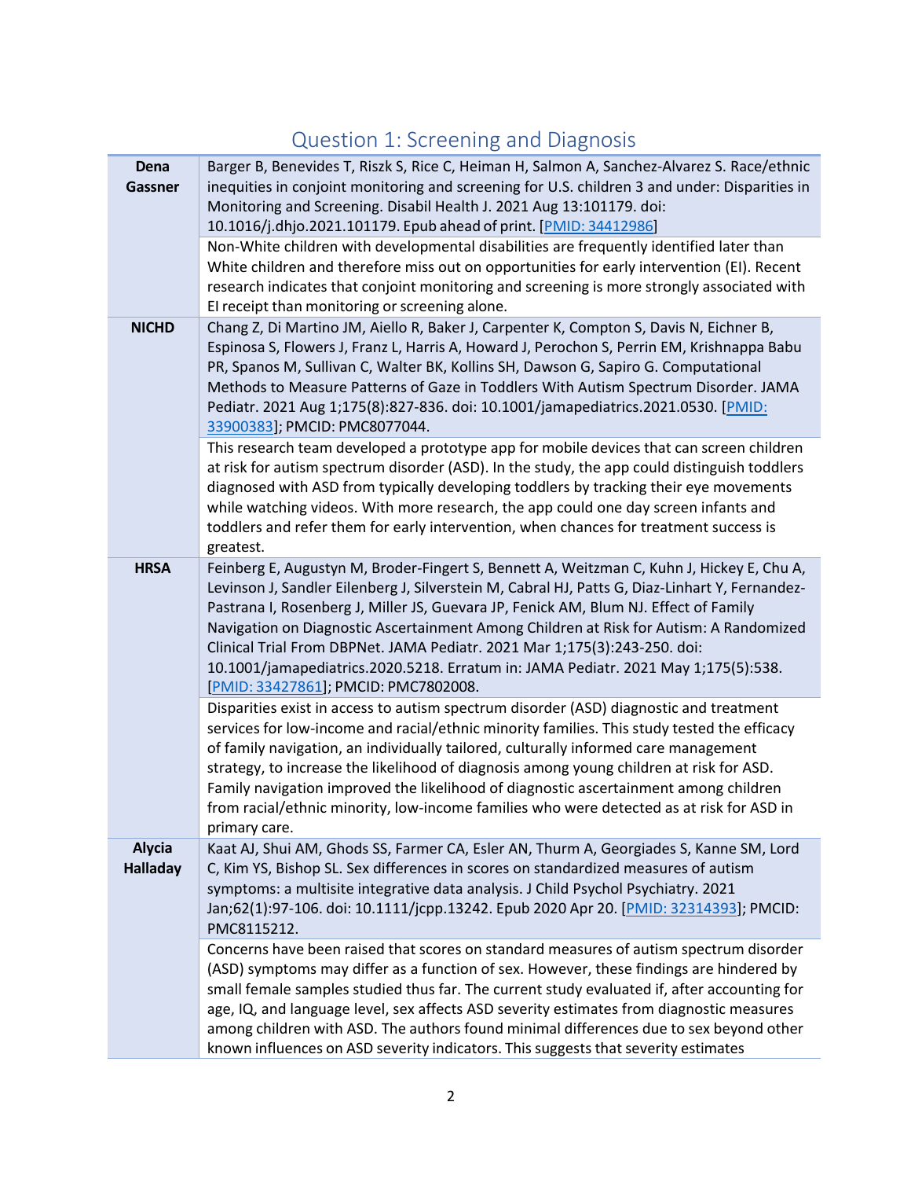## Question 1: Screening and Diagnosis

| | |
|---|---|
| **Dena Gassner** | Barger B, Benevides T, Riszk S, Rice C, Heiman H, Salmon A, Sanchez-Alvarez S. Race/ethnic inequities in conjoint monitoring and screening for U.S. children 3 and under: Disparities in Monitoring and Screening. Disabil Health J. 2021 Aug 13:101179. doi: 10.1016/j.dhjo.2021.101179. Epub ahead of print. [PMID: 34412986] |
| | Non-White children with developmental disabilities are frequently identified later than White children and therefore miss out on opportunities for early intervention (EI). Recent research indicates that conjoint monitoring and screening is more strongly associated with EI receipt than monitoring or screening alone. |
| **NICHD** | Chang Z, Di Martino JM, Aiello R, Baker J, Carpenter K, Compton S, Davis N, Eichner B, Espinosa S, Flowers J, Franz L, Harris A, Howard J, Perochon S, Perrin EM, Krishnappa Babu PR, Spanos M, Sullivan C, Walter BK, Kollins SH, Dawson G, Sapiro G. Computational Methods to Measure Patterns of Gaze in Toddlers With Autism Spectrum Disorder. JAMA Pediatr. 2021 Aug 1;175(8):827-836. doi: 10.1001/jamapediatrics.2021.0530. [PMID: 33900383]; PMCID: PMC8077044. |
| | This research team developed a prototype app for mobile devices that can screen children at risk for autism spectrum disorder (ASD). In the study, the app could distinguish toddlers diagnosed with ASD from typically developing toddlers by tracking their eye movements while watching videos. With more research, the app could one day screen infants and toddlers and refer them for early intervention, when chances for treatment success is greatest. |
| **HRSA** | Feinberg E, Augustyn M, Broder-Fingert S, Bennett A, Weitzman C, Kuhn J, Hickey E, Chu A, Levinson J, Sandler Eilenberg J, Silverstein M, Cabral HJ, Patts G, Diaz-Linhart Y, Fernandez-Pastrana I, Rosenberg J, Miller JS, Guevara JP, Fenick AM, Blum NJ. Effect of Family Navigation on Diagnostic Ascertainment Among Children at Risk for Autism: A Randomized Clinical Trial From DBPNet. JAMA Pediatr. 2021 Mar 1;175(3):243-250. doi: 10.1001/jamapediatrics.2020.5218. Erratum in: JAMA Pediatr. 2021 May 1;175(5):538. [PMID: 33427861]; PMCID: PMC7802008. |
| | Disparities exist in access to autism spectrum disorder (ASD) diagnostic and treatment services for low-income and racial/ethnic minority families. This study tested the efficacy of family navigation, an individually tailored, culturally informed care management strategy, to increase the likelihood of diagnosis among young children at risk for ASD. Family navigation improved the likelihood of diagnostic ascertainment among children from racial/ethnic minority, low-income families who were detected as at risk for ASD in primary care. |
| **Alycia Halladay** | Kaat AJ, Shui AM, Ghods SS, Farmer CA, Esler AN, Thurm A, Georgiades S, Kanne SM, Lord C, Kim YS, Bishop SL. Sex differences in scores on standardized measures of autism symptoms: a multisite integrative data analysis. J Child Psychol Psychiatry. 2021 Jan;62(1):97-106. doi: 10.1111/jcpp.13242. Epub 2020 Apr 20. [PMID: 32314393]; PMCID: PMC8115212. |
| | Concerns have been raised that scores on standard measures of autism spectrum disorder (ASD) symptoms may differ as a function of sex. However, these findings are hindered by small female samples studied thus far. The current study evaluated if, after accounting for age, IQ, and language level, sex affects ASD severity estimates from diagnostic measures among children with ASD. The authors found minimal differences due to sex beyond other known influences on ASD severity indicators. This suggests that severity estimates |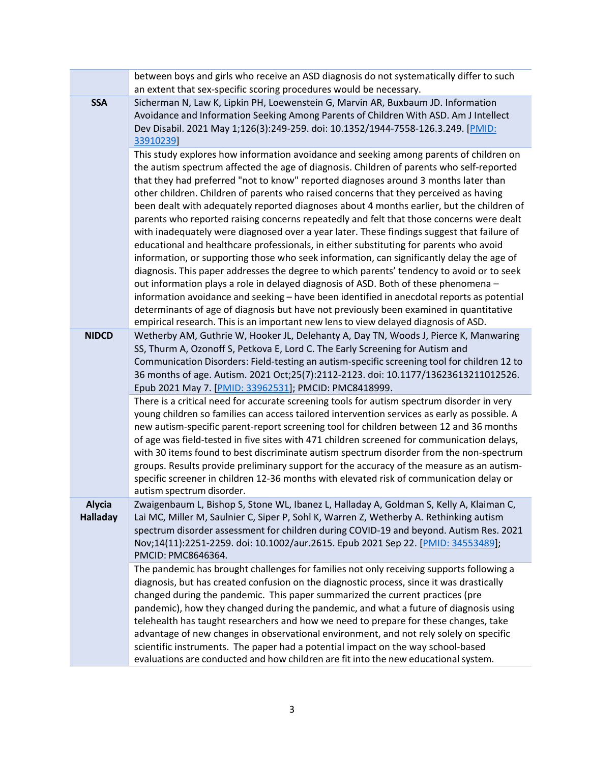| | |
|---|---|
| | between boys and girls who receive an ASD diagnosis do not systematically differ to such an extent that sex-specific scoring procedures would be necessary. |
| **SSA** | Sicherman N, Law K, Lipkin PH, Loewenstein G, Marvin AR, Buxbaum JD. Information Avoidance and Information Seeking Among Parents of Children With ASD. Am J Intellect Dev Disabil. 2021 May 1;126(3):249-259. doi: 10.1352/1944-7558-126.3.249. [PMID: 33910239] |
| | This study explores how information avoidance and seeking among parents of children on the autism spectrum affected the age of diagnosis. Children of parents who self-reported that they had preferred "not to know" reported diagnoses around 3 months later than other children. Children of parents who raised concerns that they perceived as having been dealt with adequately reported diagnoses about 4 months earlier, but the children of parents who reported raising concerns repeatedly and felt that those concerns were dealt with inadequately were diagnosed over a year later. These findings suggest that failure of educational and healthcare professionals, in either substituting for parents who avoid information, or supporting those who seek information, can significantly delay the age of diagnosis. This paper addresses the degree to which parents' tendency to avoid or to seek out information plays a role in delayed diagnosis of ASD. Both of these phenomena – information avoidance and seeking – have been identified in anecdotal reports as potential determinants of age of diagnosis but have not previously been examined in quantitative empirical research. This is an important new lens to view delayed diagnosis of ASD. |
| **NIDCD** | Wetherby AM, Guthrie W, Hooker JL, Delehanty A, Day TN, Woods J, Pierce K, Manwaring SS, Thurm A, Ozonoff S, Petkova E, Lord C. The Early Screening for Autism and Communication Disorders: Field-testing an autism-specific screening tool for children 12 to 36 months of age. Autism. 2021 Oct;25(7):2112-2123. doi: 10.1177/13623613211012526. Epub 2021 May 7. [PMID: 33962531]; PMCID: PMC8418999. |
| | There is a critical need for accurate screening tools for autism spectrum disorder in very young children so families can access tailored intervention services as early as possible. A new autism-specific parent-report screening tool for children between 12 and 36 months of age was field-tested in five sites with 471 children screened for communication delays, with 30 items found to best discriminate autism spectrum disorder from the non-spectrum groups. Results provide preliminary support for the accuracy of the measure as an autism-specific screener in children 12-36 months with elevated risk of communication delay or autism spectrum disorder. |
| **Alycia Halladay** | Zwaigenbaum L, Bishop S, Stone WL, Ibanez L, Halladay A, Goldman S, Kelly A, Klaiman C, Lai MC, Miller M, Saulnier C, Siper P, Sohl K, Warren Z, Wetherby A. Rethinking autism spectrum disorder assessment for children during COVID-19 and beyond. Autism Res. 2021 Nov;14(11):2251-2259. doi: 10.1002/aur.2615. Epub 2021 Sep 22. [PMID: 34553489]; PMCID: PMC8646364. |
| | The pandemic has brought challenges for families not only receiving supports following a diagnosis, but has created confusion on the diagnostic process, since it was drastically changed during the pandemic. This paper summarized the current practices (pre pandemic), how they changed during the pandemic, and what a future of diagnosis using telehealth has taught researchers and how we need to prepare for these changes, take advantage of new changes in observational environment, and not rely solely on specific scientific instruments. The paper had a potential impact on the way school-based evaluations are conducted and how children are fit into the new educational system. |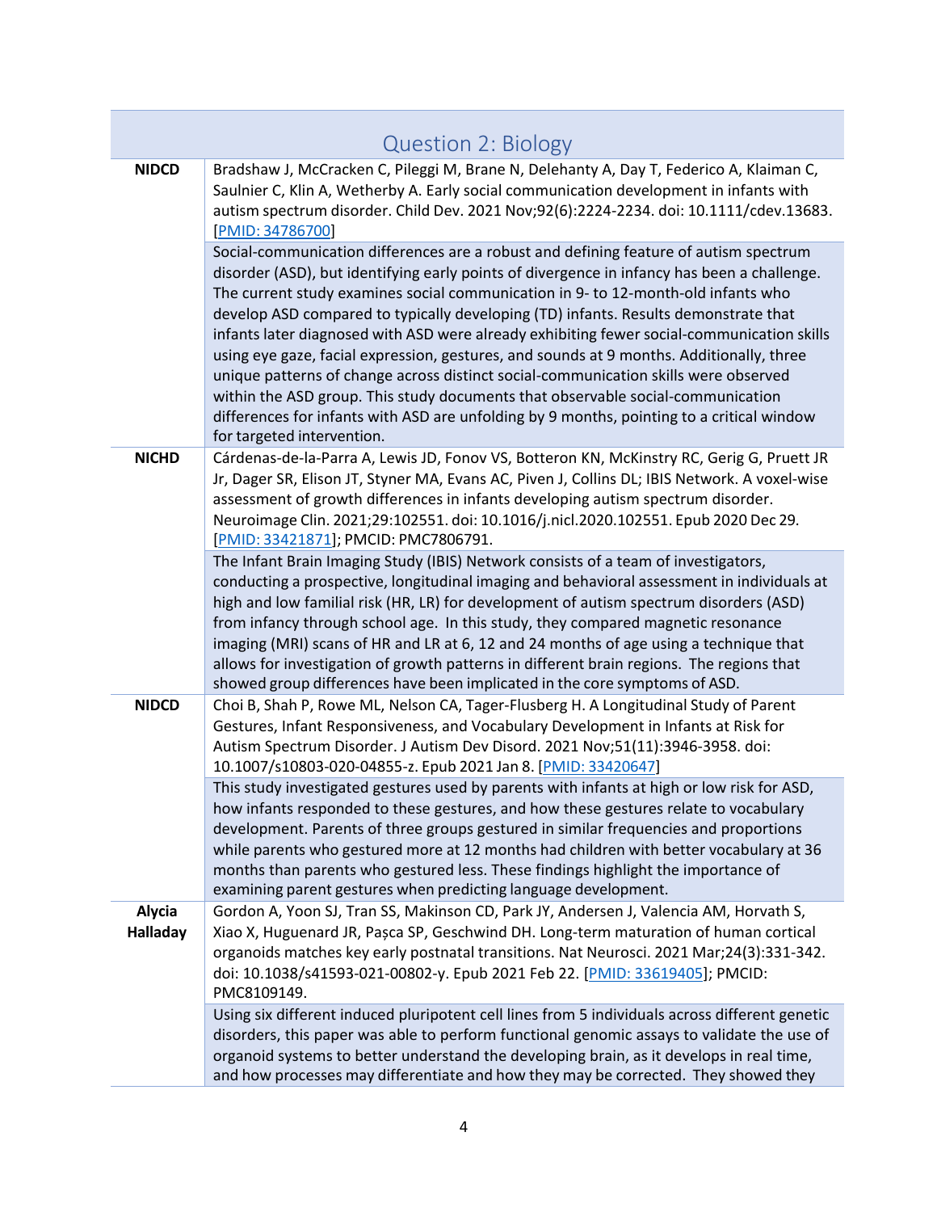## Question 2: Biology

| | |
|---|---|
| **NIDCD** | Bradshaw J, McCracken C, Pileggi M, Brane N, Delehanty A, Day T, Federico A, Klaiman C, Saulnier C, Klin A, Wetherby A. Early social communication development in infants with autism spectrum disorder. Child Dev. 2021 Nov;92(6):2224-2234. doi: 10.1111/cdev.13683. [PMID: 34786700] |
| | Social-communication differences are a robust and defining feature of autism spectrum disorder (ASD), but identifying early points of divergence in infancy has been a challenge. The current study examines social communication in 9- to 12-month-old infants who develop ASD compared to typically developing (TD) infants. Results demonstrate that infants later diagnosed with ASD were already exhibiting fewer social-communication skills using eye gaze, facial expression, gestures, and sounds at 9 months. Additionally, three unique patterns of change across distinct social-communication skills were observed within the ASD group. This study documents that observable social-communication differences for infants with ASD are unfolding by 9 months, pointing to a critical window for targeted intervention. |
| **NICHD** | Cárdenas-de-la-Parra A, Lewis JD, Fonov VS, Botteron KN, McKinstry RC, Gerig G, Pruett JR Jr, Dager SR, Elison JT, Styner MA, Evans AC, Piven J, Collins DL; IBIS Network. A voxel-wise assessment of growth differences in infants developing autism spectrum disorder. Neuroimage Clin. 2021;29:102551. doi: 10.1016/j.nicl.2020.102551. Epub 2020 Dec 29. [PMID: 33421871]; PMCID: PMC7806791. |
| | The Infant Brain Imaging Study (IBIS) Network consists of a team of investigators, conducting a prospective, longitudinal imaging and behavioral assessment in individuals at high and low familial risk (HR, LR) for development of autism spectrum disorders (ASD) from infancy through school age. In this study, they compared magnetic resonance imaging (MRI) scans of HR and LR at 6, 12 and 24 months of age using a technique that allows for investigation of growth patterns in different brain regions. The regions that showed group differences have been implicated in the core symptoms of ASD. |
| **NIDCD** | Choi B, Shah P, Rowe ML, Nelson CA, Tager-Flusberg H. A Longitudinal Study of Parent Gestures, Infant Responsiveness, and Vocabulary Development in Infants at Risk for Autism Spectrum Disorder. J Autism Dev Disord. 2021 Nov;51(11):3946-3958. doi: 10.1007/s10803-020-04855-z. Epub 2021 Jan 8. [PMID: 33420647] |
| | This study investigated gestures used by parents with infants at high or low risk for ASD, how infants responded to these gestures, and how these gestures relate to vocabulary development. Parents of three groups gestured in similar frequencies and proportions while parents who gestured more at 12 months had children with better vocabulary at 36 months than parents who gestured less. These findings highlight the importance of examining parent gestures when predicting language development. |
| **Alycia Halladay** | Gordon A, Yoon SJ, Tran SS, Makinson CD, Park JY, Andersen J, Valencia AM, Horvath S, Xiao X, Huguenard JR, Pașca SP, Geschwind DH. Long-term maturation of human cortical organoids matches key early postnatal transitions. Nat Neurosci. 2021 Mar;24(3):331-342. doi: 10.1038/s41593-021-00802-y. Epub 2021 Feb 22. [PMID: 33619405]; PMCID: PMC8109149. |
| | Using six different induced pluripotent cell lines from 5 individuals across different genetic disorders, this paper was able to perform functional genomic assays to validate the use of organoid systems to better understand the developing brain, as it develops in real time, and how processes may differentiate and how they may be corrected. They showed they |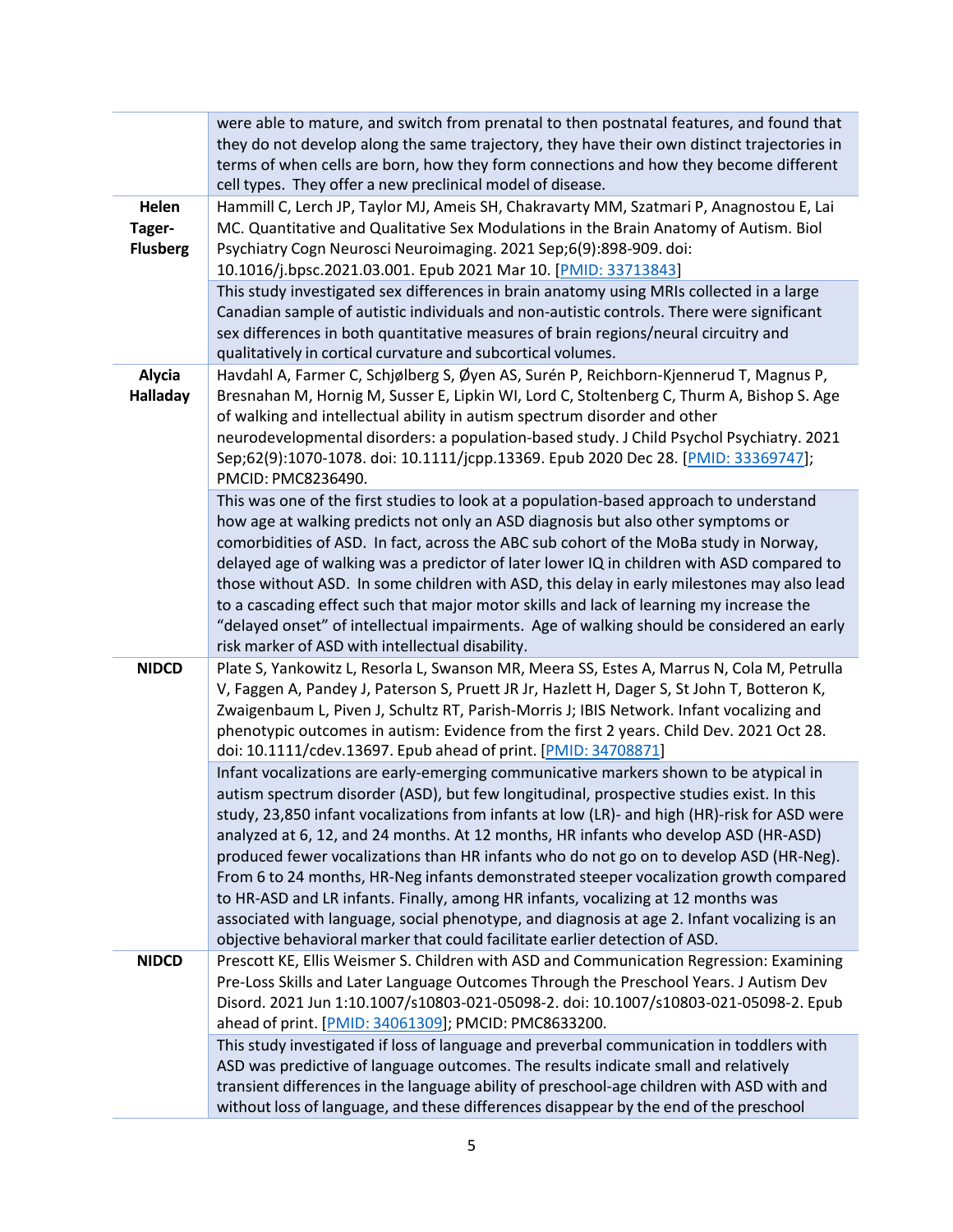| | |
|---|---|
| | were able to mature, and switch from prenatal to then postnatal features, and found that they do not develop along the same trajectory, they have their own distinct trajectories in terms of when cells are born, how they form connections and how they become different cell types. They offer a new preclinical model of disease. |
| **Helen Tager-Flusberg** | Hammill C, Lerch JP, Taylor MJ, Ameis SH, Chakravarty MM, Szatmari P, Anagnostou E, Lai MC. Quantitative and Qualitative Sex Modulations in the Brain Anatomy of Autism. Biol Psychiatry Cogn Neurosci Neuroimaging. 2021 Sep;6(9):898-909. doi: 10.1016/j.bpsc.2021.03.001. Epub 2021 Mar 10. [PMID: 33713843] |
| | This study investigated sex differences in brain anatomy using MRIs collected in a large Canadian sample of autistic individuals and non-autistic controls. There were significant sex differences in both quantitative measures of brain regions/neural circuitry and qualitatively in cortical curvature and subcortical volumes. |
| **Alycia Halladay** | Havdahl A, Farmer C, Schjølberg S, Øyen AS, Surén P, Reichborn-Kjennerud T, Magnus P, Bresnahan M, Hornig M, Susser E, Lipkin WI, Lord C, Stoltenberg C, Thurm A, Bishop S. Age of walking and intellectual ability in autism spectrum disorder and other neurodevelopmental disorders: a population-based study. J Child Psychol Psychiatry. 2021 Sep;62(9):1070-1078. doi: 10.1111/jcpp.13369. Epub 2020 Dec 28. [PMID: 33369747]; PMCID: PMC8236490. |
| | This was one of the first studies to look at a population-based approach to understand how age at walking predicts not only an ASD diagnosis but also other symptoms or comorbidities of ASD. In fact, across the ABC sub cohort of the MoBa study in Norway, delayed age of walking was a predictor of later lower IQ in children with ASD compared to those without ASD. In some children with ASD, this delay in early milestones may also lead to a cascading effect such that major motor skills and lack of learning my increase the "delayed onset" of intellectual impairments. Age of walking should be considered an early risk marker of ASD with intellectual disability. |
| **NIDCD** | Plate S, Yankowitz L, Resorla L, Swanson MR, Meera SS, Estes A, Marrus N, Cola M, Petrulla V, Faggen A, Pandey J, Paterson S, Pruett JR Jr, Hazlett H, Dager S, St John T, Botteron K, Zwaigenbaum L, Piven J, Schultz RT, Parish-Morris J; IBIS Network. Infant vocalizing and phenotypic outcomes in autism: Evidence from the first 2 years. Child Dev. 2021 Oct 28. doi: 10.1111/cdev.13697. Epub ahead of print. [PMID: 34708871] |
| | Infant vocalizations are early-emerging communicative markers shown to be atypical in autism spectrum disorder (ASD), but few longitudinal, prospective studies exist. In this study, 23,850 infant vocalizations from infants at low (LR)- and high (HR)-risk for ASD were analyzed at 6, 12, and 24 months. At 12 months, HR infants who develop ASD (HR-ASD) produced fewer vocalizations than HR infants who do not go on to develop ASD (HR-Neg). From 6 to 24 months, HR-Neg infants demonstrated steeper vocalization growth compared to HR-ASD and LR infants. Finally, among HR infants, vocalizing at 12 months was associated with language, social phenotype, and diagnosis at age 2. Infant vocalizing is an objective behavioral marker that could facilitate earlier detection of ASD. |
| **NIDCD** | Prescott KE, Ellis Weismer S. Children with ASD and Communication Regression: Examining Pre-Loss Skills and Later Language Outcomes Through the Preschool Years. J Autism Dev Disord. 2021 Jun 1:10.1007/s10803-021-05098-2. doi: 10.1007/s10803-021-05098-2. Epub ahead of print. [PMID: 34061309]; PMCID: PMC8633200. |
| | This study investigated if loss of language and preverbal communication in toddlers with ASD was predictive of language outcomes. The results indicate small and relatively transient differences in the language ability of preschool-age children with ASD with and without loss of language, and these differences disappear by the end of the preschool |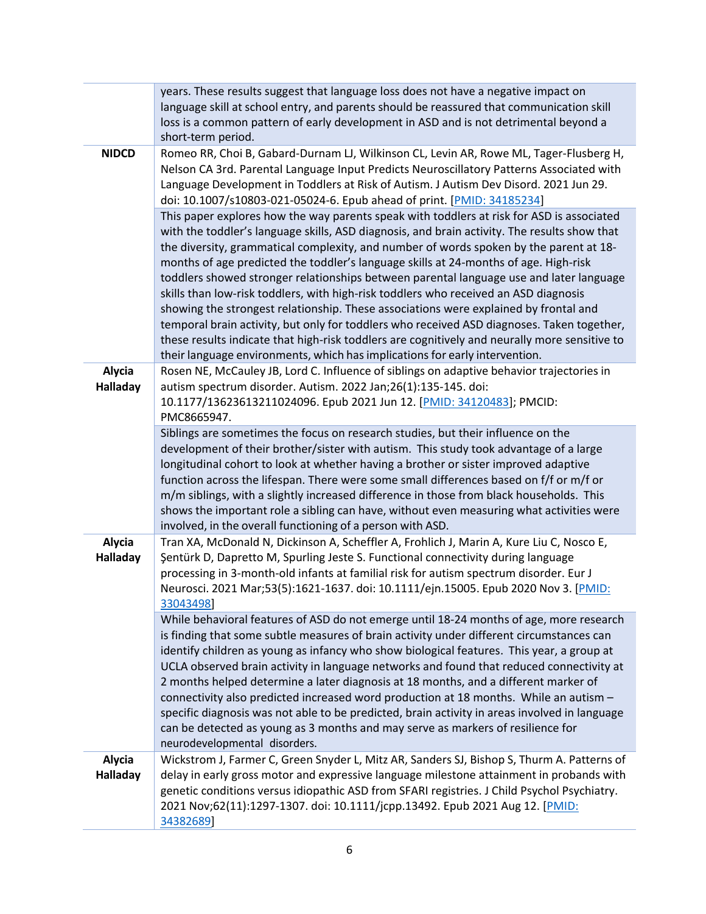| | |
|---|---|
| | years. These results suggest that language loss does not have a negative impact on language skill at school entry, and parents should be reassured that communication skill loss is a common pattern of early development in ASD and is not detrimental beyond a short-term period. |
| **NIDCD** | Romeo RR, Choi B, Gabard-Durnam LJ, Wilkinson CL, Levin AR, Rowe ML, Tager-Flusberg H, Nelson CA 3rd. Parental Language Input Predicts Neuroscillatory Patterns Associated with Language Development in Toddlers at Risk of Autism. J Autism Dev Disord. 2021 Jun 29. doi: 10.1007/s10803-021-05024-6. Epub ahead of print. [PMID: 34185234] |
| | This paper explores how the way parents speak with toddlers at risk for ASD is associated with the toddler's language skills, ASD diagnosis, and brain activity. The results show that the diversity, grammatical complexity, and number of words spoken by the parent at 18-months of age predicted the toddler's language skills at 24-months of age. High-risk toddlers showed stronger relationships between parental language use and later language skills than low-risk toddlers, with high-risk toddlers who received an ASD diagnosis showing the strongest relationship. These associations were explained by frontal and temporal brain activity, but only for toddlers who received ASD diagnoses. Taken together, these results indicate that high-risk toddlers are cognitively and neurally more sensitive to their language environments, which has implications for early intervention. |
| **Alycia Halladay** | Rosen NE, McCauley JB, Lord C. Influence of siblings on adaptive behavior trajectories in autism spectrum disorder. Autism. 2022 Jan;26(1):135-145. doi: 10.1177/13623613211024096. Epub 2021 Jun 12. [PMID: 34120483]; PMCID: PMC8665947. |
| | Siblings are sometimes the focus on research studies, but their influence on the development of their brother/sister with autism. This study took advantage of a large longitudinal cohort to look at whether having a brother or sister improved adaptive function across the lifespan. There were some small differences based on f/f or m/f or m/m siblings, with a slightly increased difference in those from black households. This shows the important role a sibling can have, without even measuring what activities were involved, in the overall functioning of a person with ASD. |
| **Alycia Halladay** | Tran XA, McDonald N, Dickinson A, Scheffler A, Frohlich J, Marin A, Kure Liu C, Nosco E, Şentürk D, Dapretto M, Spurling Jeste S. Functional connectivity during language processing in 3-month-old infants at familial risk for autism spectrum disorder. Eur J Neurosci. 2021 Mar;53(5):1621-1637. doi: 10.1111/ejn.15005. Epub 2020 Nov 3. [PMID: 33043498] |
| | While behavioral features of ASD do not emerge until 18-24 months of age, more research is finding that some subtle measures of brain activity under different circumstances can identify children as young as infancy who show biological features. This year, a group at UCLA observed brain activity in language networks and found that reduced connectivity at 2 months helped determine a later diagnosis at 18 months, and a different marker of connectivity also predicted increased word production at 18 months. While an autism – specific diagnosis was not able to be predicted, brain activity in areas involved in language can be detected as young as 3 months and may serve as markers of resilience for neurodevelopmental disorders. |
| **Alycia Halladay** | Wickstrom J, Farmer C, Green Snyder L, Mitz AR, Sanders SJ, Bishop S, Thurm A. Patterns of delay in early gross motor and expressive language milestone attainment in probands with genetic conditions versus idiopathic ASD from SFARI registries. J Child Psychol Psychiatry. 2021 Nov;62(11):1297-1307. doi: 10.1111/jcpp.13492. Epub 2021 Aug 12. [PMID: 34382689] |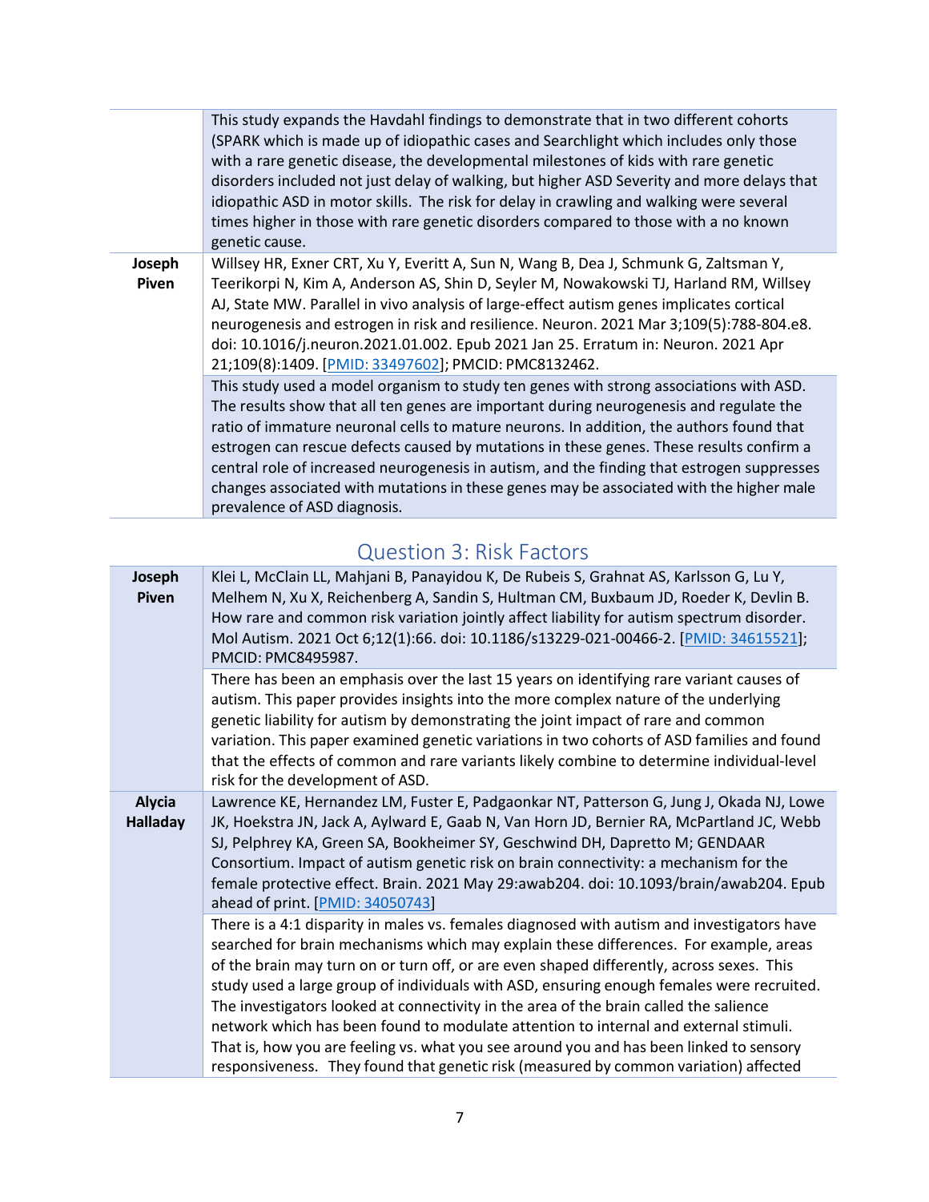| | |
|---|---|
| | This study expands the Havdahl findings to demonstrate that in two different cohorts (SPARK which is made up of idiopathic cases and Searchlight which includes only those with a rare genetic disease, the developmental milestones of kids with rare genetic disorders included not just delay of walking, but higher ASD Severity and more delays that idiopathic ASD in motor skills. The risk for delay in crawling and walking were several times higher in those with rare genetic disorders compared to those with a no known genetic cause. |
| **Joseph Piven** | Willsey HR, Exner CRT, Xu Y, Everitt A, Sun N, Wang B, Dea J, Schmunk G, Zaltsman Y, Teerikorpi N, Kim A, Anderson AS, Shin D, Seyler M, Nowakowski TJ, Harland RM, Willsey AJ, State MW. Parallel in vivo analysis of large-effect autism genes implicates cortical neurogenesis and estrogen in risk and resilience. Neuron. 2021 Mar 3;109(5):788-804.e8. doi: 10.1016/j.neuron.2021.01.002. Epub 2021 Jan 25. Erratum in: Neuron. 2021 Apr 21;109(8):1409. [PMID: 33497602]; PMCID: PMC8132462. |
| | This study used a model organism to study ten genes with strong associations with ASD. The results show that all ten genes are important during neurogenesis and regulate the ratio of immature neuronal cells to mature neurons. In addition, the authors found that estrogen can rescue defects caused by mutations in these genes. These results confirm a central role of increased neurogenesis in autism, and the finding that estrogen suppresses changes associated with mutations in these genes may be associated with the higher male prevalence of ASD diagnosis. |

## Question 3: Risk Factors

| | |
|---|---|
| **Joseph Piven** | Klei L, McClain LL, Mahjani B, Panayidou K, De Rubeis S, Grahnat AS, Karlsson G, Lu Y, Melhem N, Xu X, Reichenberg A, Sandin S, Hultman CM, Buxbaum JD, Roeder K, Devlin B. How rare and common risk variation jointly affect liability for autism spectrum disorder. Mol Autism. 2021 Oct 6;12(1):66. doi: 10.1186/s13229-021-00466-2. [PMID: 34615521]; PMCID: PMC8495987. |
| | There has been an emphasis over the last 15 years on identifying rare variant causes of autism. This paper provides insights into the more complex nature of the underlying genetic liability for autism by demonstrating the joint impact of rare and common variation. This paper examined genetic variations in two cohorts of ASD families and found that the effects of common and rare variants likely combine to determine individual-level risk for the development of ASD. |
| **Alycia Halladay** | Lawrence KE, Hernandez LM, Fuster E, Padgaonkar NT, Patterson G, Jung J, Okada NJ, Lowe JK, Hoekstra JN, Jack A, Aylward E, Gaab N, Van Horn JD, Bernier RA, McPartland JC, Webb SJ, Pelphrey KA, Green SA, Bookheimer SY, Geschwind DH, Dapretto M; GENDAAR Consortium. Impact of autism genetic risk on brain connectivity: a mechanism for the female protective effect. Brain. 2021 May 29:awab204. doi: 10.1093/brain/awab204. Epub ahead of print. [PMID: 34050743] |
| | There is a 4:1 disparity in males vs. females diagnosed with autism and investigators have searched for brain mechanisms which may explain these differences. For example, areas of the brain may turn on or turn off, or are even shaped differently, across sexes. This study used a large group of individuals with ASD, ensuring enough females were recruited. The investigators looked at connectivity in the area of the brain called the salience network which has been found to modulate attention to internal and external stimuli. That is, how you are feeling vs. what you see around you and has been linked to sensory responsiveness. They found that genetic risk (measured by common variation) affected |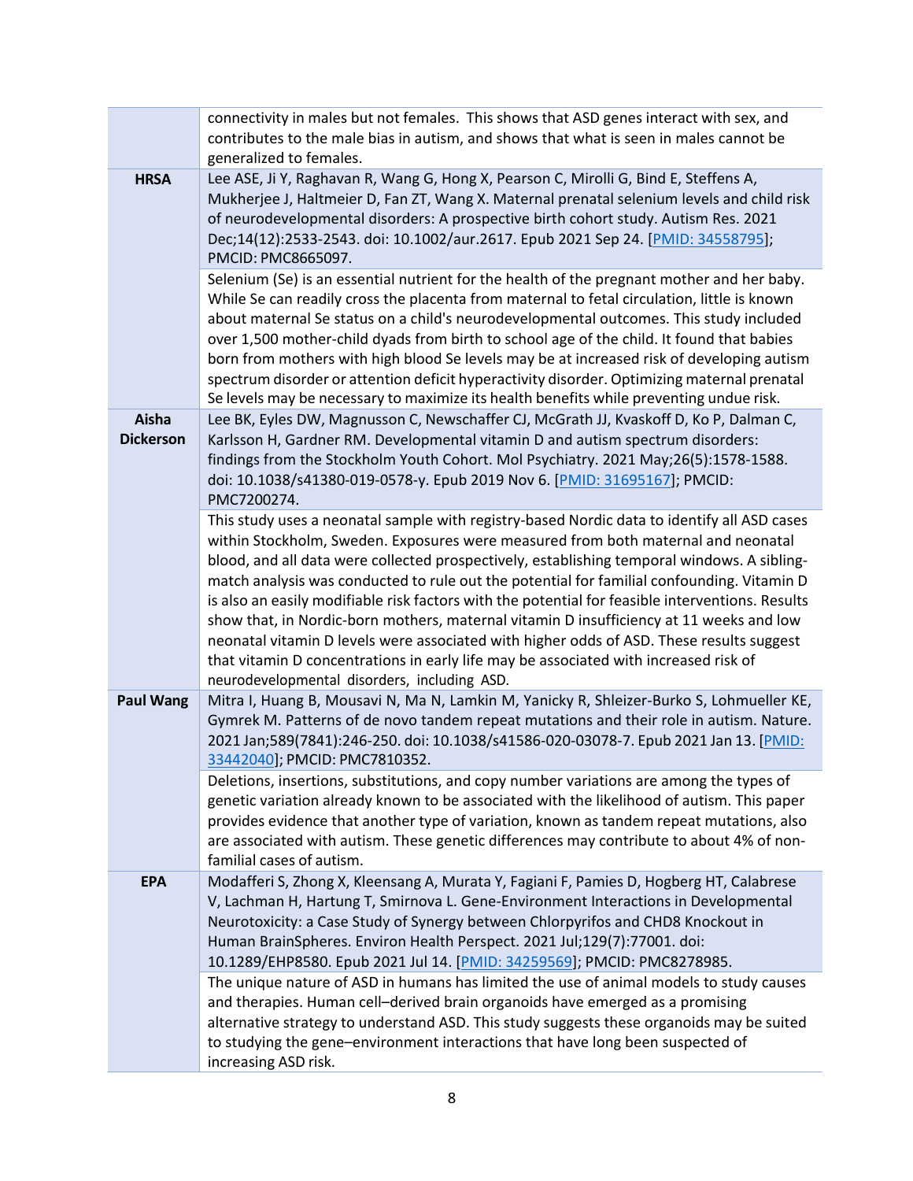| | |
|---|---|
| | connectivity in males but not females. This shows that ASD genes interact with sex, and contributes to the male bias in autism, and shows that what is seen in males cannot be generalized to females. |
| **HRSA** | Lee ASE, Ji Y, Raghavan R, Wang G, Hong X, Pearson C, Mirolli G, Bind E, Steffens A, Mukherjee J, Haltmeier D, Fan ZT, Wang X. Maternal prenatal selenium levels and child risk of neurodevelopmental disorders: A prospective birth cohort study. Autism Res. 2021 Dec;14(12):2533-2543. doi: 10.1002/aur.2617. Epub 2021 Sep 24. [PMID: 34558795]; PMCID: PMC8665097. |
| | Selenium (Se) is an essential nutrient for the health of the pregnant mother and her baby. While Se can readily cross the placenta from maternal to fetal circulation, little is known about maternal Se status on a child's neurodevelopmental outcomes. This study included over 1,500 mother-child dyads from birth to school age of the child. It found that babies born from mothers with high blood Se levels may be at increased risk of developing autism spectrum disorder or attention deficit hyperactivity disorder. Optimizing maternal prenatal Se levels may be necessary to maximize its health benefits while preventing undue risk. |
| **Aisha Dickerson** | Lee BK, Eyles DW, Magnusson C, Newschaffer CJ, McGrath JJ, Kvaskoff D, Ko P, Dalman C, Karlsson H, Gardner RM. Developmental vitamin D and autism spectrum disorders: findings from the Stockholm Youth Cohort. Mol Psychiatry. 2021 May;26(5):1578-1588. doi: 10.1038/s41380-019-0578-y. Epub 2019 Nov 6. [PMID: 31695167]; PMCID: PMC7200274. |
| | This study uses a neonatal sample with registry-based Nordic data to identify all ASD cases within Stockholm, Sweden. Exposures were measured from both maternal and neonatal blood, and all data were collected prospectively, establishing temporal windows. A sibling-match analysis was conducted to rule out the potential for familial confounding. Vitamin D is also an easily modifiable risk factors with the potential for feasible interventions. Results show that, in Nordic-born mothers, maternal vitamin D insufficiency at 11 weeks and low neonatal vitamin D levels were associated with higher odds of ASD. These results suggest that vitamin D concentrations in early life may be associated with increased risk of neurodevelopmental disorders, including ASD. |
| **Paul Wang** | Mitra I, Huang B, Mousavi N, Ma N, Lamkin M, Yanicky R, Shleizer-Burko S, Lohmueller KE, Gymrek M. Patterns of de novo tandem repeat mutations and their role in autism. Nature. 2021 Jan;589(7841):246-250. doi: 10.1038/s41586-020-03078-7. Epub 2021 Jan 13. [PMID: 33442040]; PMCID: PMC7810352. |
| | Deletions, insertions, substitutions, and copy number variations are among the types of genetic variation already known to be associated with the likelihood of autism. This paper provides evidence that another type of variation, known as tandem repeat mutations, also are associated with autism. These genetic differences may contribute to about 4% of non-familial cases of autism. |
| **EPA** | Modafferi S, Zhong X, Kleensang A, Murata Y, Fagiani F, Pamies D, Hogberg HT, Calabrese V, Lachman H, Hartung T, Smirnova L. Gene-Environment Interactions in Developmental Neurotoxicity: a Case Study of Synergy between Chlorpyrifos and CHD8 Knockout in Human BrainSpheres. Environ Health Perspect. 2021 Jul;129(7):77001. doi: 10.1289/EHP8580. Epub 2021 Jul 14. [PMID: 34259569]; PMCID: PMC8278985. |
| | The unique nature of ASD in humans has limited the use of animal models to study causes and therapies. Human cell–derived brain organoids have emerged as a promising alternative strategy to understand ASD. This study suggests these organoids may be suited to studying the gene–environment interactions that have long been suspected of increasing ASD risk. |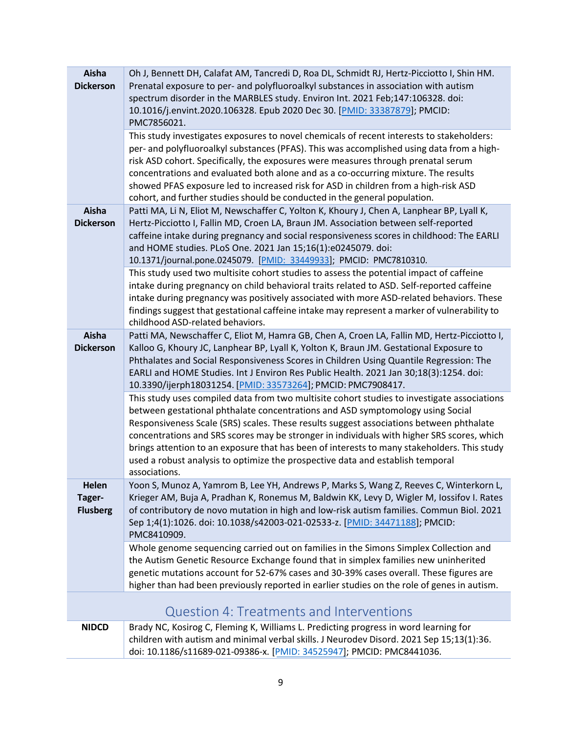| | |
|---|---|
| **Aisha Dickerson** | Oh J, Bennett DH, Calafat AM, Tancredi D, Roa DL, Schmidt RJ, Hertz-Picciotto I, Shin HM. Prenatal exposure to per- and polyfluoroalkyl substances in association with autism spectrum disorder in the MARBLES study. Environ Int. 2021 Feb;147:106328. doi: 10.1016/j.envint.2020.106328. Epub 2020 Dec 30. [PMID: 33387879]; PMCID: PMC7856021. |
| | This study investigates exposures to novel chemicals of recent interests to stakeholders: per- and polyfluoroalkyl substances (PFAS). This was accomplished using data from a high-risk ASD cohort. Specifically, the exposures were measures through prenatal serum concentrations and evaluated both alone and as a co-occurring mixture. The results showed PFAS exposure led to increased risk for ASD in children from a high-risk ASD cohort, and further studies should be conducted in the general population. |
| **Aisha Dickerson** | Patti MA, Li N, Eliot M, Newschaffer C, Yolton K, Khoury J, Chen A, Lanphear BP, Lyall K, Hertz-Picciotto I, Fallin MD, Croen LA, Braun JM. Association between self-reported caffeine intake during pregnancy and social responsiveness scores in childhood: The EARLI and HOME studies. PLoS One. 2021 Jan 15;16(1):e0245079. doi: 10.1371/journal.pone.0245079. [PMID: 33449933]; PMCID: PMC7810310. |
| | This study used two multisite cohort studies to assess the potential impact of caffeine intake during pregnancy on child behavioral traits related to ASD. Self-reported caffeine intake during pregnancy was positively associated with more ASD-related behaviors. These findings suggest that gestational caffeine intake may represent a marker of vulnerability to childhood ASD-related behaviors. |
| **Aisha Dickerson** | Patti MA, Newschaffer C, Eliot M, Hamra GB, Chen A, Croen LA, Fallin MD, Hertz-Picciotto I, Kalloo G, Khoury JC, Lanphear BP, Lyall K, Yolton K, Braun JM. Gestational Exposure to Phthalates and Social Responsiveness Scores in Children Using Quantile Regression: The EARLI and HOME Studies. Int J Environ Res Public Health. 2021 Jan 30;18(3):1254. doi: 10.3390/ijerph18031254. [PMID: 33573264]; PMCID: PMC7908417. |
| | This study uses compiled data from two multisite cohort studies to investigate associations between gestational phthalate concentrations and ASD symptomology using Social Responsiveness Scale (SRS) scales. These results suggest associations between phthalate concentrations and SRS scores may be stronger in individuals with higher SRS scores, which brings attention to an exposure that has been of interests to many stakeholders. This study used a robust analysis to optimize the prospective data and establish temporal associations. |
| **Helen Tager-Flusberg** | Yoon S, Munoz A, Yamrom B, Lee YH, Andrews P, Marks S, Wang Z, Reeves C, Winterkorn L, Krieger AM, Buja A, Pradhan K, Ronemus M, Baldwin KK, Levy D, Wigler M, Iossifov I. Rates of contributory de novo mutation in high and low-risk autism families. Commun Biol. 2021 Sep 1;4(1):1026. doi: 10.1038/s42003-021-02533-z. [PMID: 34471188]; PMCID: PMC8410909. |
| | Whole genome sequencing carried out on families in the Simons Simplex Collection and the Autism Genetic Resource Exchange found that in simplex families new uninherited genetic mutations account for 52-67% cases and 30-39% cases overall. These figures are higher than had been previously reported in earlier studies on the role of genes in autism. |

## Question 4: Treatments and Interventions

| | |
|---|---|
| **NIDCD** | Brady NC, Kosirog C, Fleming K, Williams L. Predicting progress in word learning for children with autism and minimal verbal skills. J Neurodev Disord. 2021 Sep 15;13(1):36. doi: 10.1186/s11689-021-09386-x. [PMID: 34525947]; PMCID: PMC8441036. |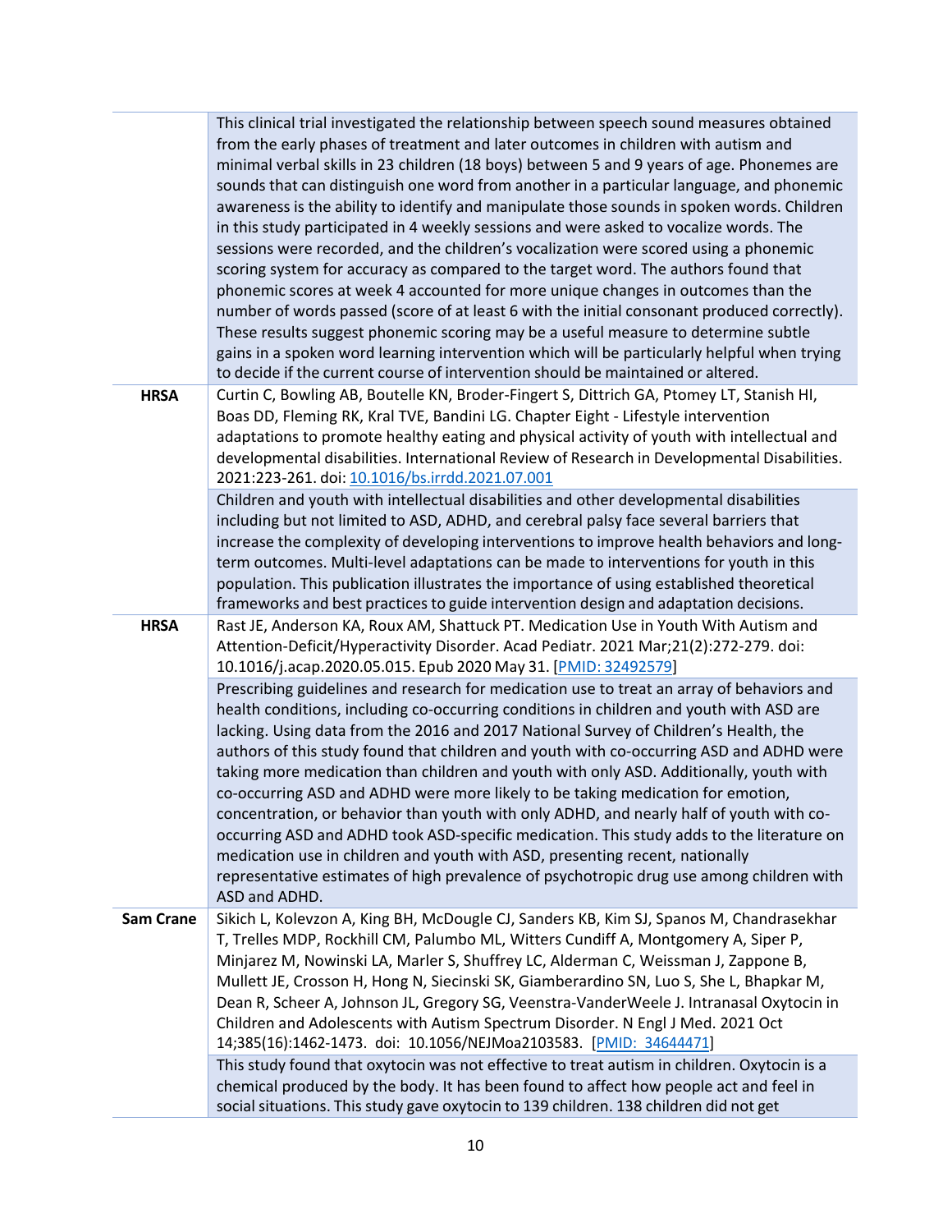| | |
|---|---|
| | This clinical trial investigated the relationship between speech sound measures obtained from the early phases of treatment and later outcomes in children with autism and minimal verbal skills in 23 children (18 boys) between 5 and 9 years of age. Phonemes are sounds that can distinguish one word from another in a particular language, and phonemic awareness is the ability to identify and manipulate those sounds in spoken words. Children in this study participated in 4 weekly sessions and were asked to vocalize words. The sessions were recorded, and the children's vocalization were scored using a phonemic scoring system for accuracy as compared to the target word. The authors found that phonemic scores at week 4 accounted for more unique changes in outcomes than the number of words passed (score of at least 6 with the initial consonant produced correctly). These results suggest phonemic scoring may be a useful measure to determine subtle gains in a spoken word learning intervention which will be particularly helpful when trying to decide if the current course of intervention should be maintained or altered. |
| **HRSA** | Curtin C, Bowling AB, Boutelle KN, Broder-Fingert S, Dittrich GA, Ptomey LT, Stanish HI, Boas DD, Fleming RK, Kral TVE, Bandini LG. Chapter Eight - Lifestyle intervention adaptations to promote healthy eating and physical activity of youth with intellectual and developmental disabilities. International Review of Research in Developmental Disabilities. 2021:223-261. doi: [10.1016/bs.irrdd.2021.07.001](https://doi.org/10.1016/bs.irrdd.2021.07.001) |
| | Children and youth with intellectual disabilities and other developmental disabilities including but not limited to ASD, ADHD, and cerebral palsy face several barriers that increase the complexity of developing interventions to improve health behaviors and long-term outcomes. Multi-level adaptations can be made to interventions for youth in this population. This publication illustrates the importance of using established theoretical frameworks and best practices to guide intervention design and adaptation decisions. |
| **HRSA** | Rast JE, Anderson KA, Roux AM, Shattuck PT. Medication Use in Youth With Autism and Attention-Deficit/Hyperactivity Disorder. Acad Pediatr. 2021 Mar;21(2):272-279. doi: 10.1016/j.acap.2020.05.015. Epub 2020 May 31. [[PMID: 32492579](https://pubmed.ncbi.nlm.nih.gov/32492579)] |
| | Prescribing guidelines and research for medication use to treat an array of behaviors and health conditions, including co-occurring conditions in children and youth with ASD are lacking. Using data from the 2016 and 2017 National Survey of Children's Health, the authors of this study found that children and youth with co-occurring ASD and ADHD were taking more medication than children and youth with only ASD. Additionally, youth with co-occurring ASD and ADHD were more likely to be taking medication for emotion, concentration, or behavior than youth with only ADHD, and nearly half of youth with co-occurring ASD and ADHD took ASD-specific medication. This study adds to the literature on medication use in children and youth with ASD, presenting recent, nationally representative estimates of high prevalence of psychotropic drug use among children with ASD and ADHD. |
| **Sam Crane** | Sikich L, Kolevzon A, King BH, McDougle CJ, Sanders KB, Kim SJ, Spanos M, Chandrasekhar T, Trelles MDP, Rockhill CM, Palumbo ML, Witters Cundiff A, Montgomery A, Siper P, Minjarez M, Nowinski LA, Marler S, Shuffrey LC, Alderman C, Weissman J, Zappone B, Mullett JE, Crosson H, Hong N, Siecinski SK, Giamberardino SN, Luo S, She L, Bhapkar M, Dean R, Scheer A, Johnson JL, Gregory SG, Veenstra-VanderWeele J. Intranasal Oxytocin in Children and Adolescents with Autism Spectrum Disorder. N Engl J Med. 2021 Oct 14;385(16):1462-1473. doi: 10.1056/NEJMoa2103583. [[PMID: 34644471](https://pubmed.ncbi.nlm.nih.gov/34644471)] |
| | This study found that oxytocin was not effective to treat autism in children. Oxytocin is a chemical produced by the body. It has been found to affect how people act and feel in social situations. This study gave oxytocin to 139 children. 138 children did not get |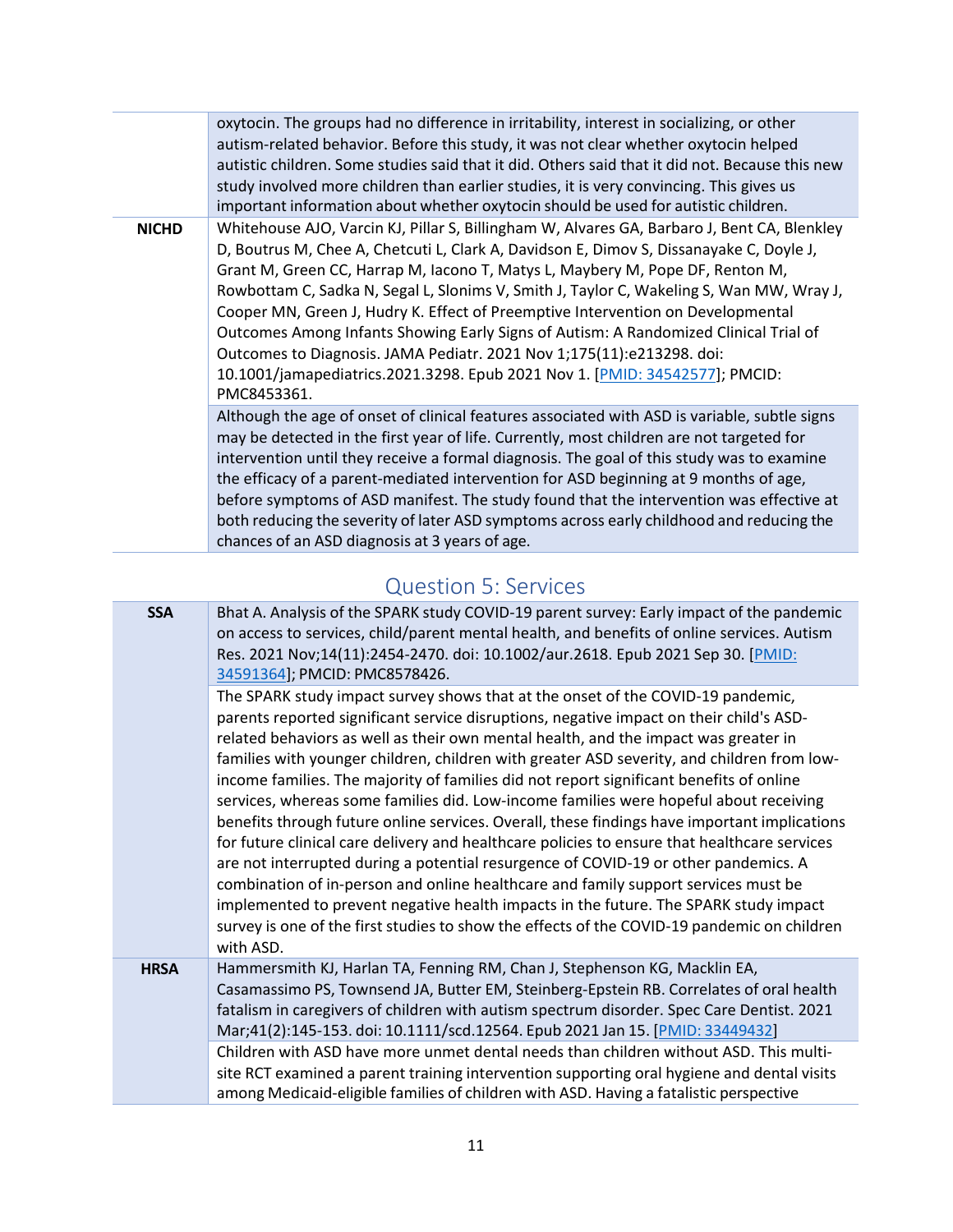| | |
|---|---|
| | oxytocin. The groups had no difference in irritability, interest in socializing, or other autism-related behavior. Before this study, it was not clear whether oxytocin helped autistic children. Some studies said that it did. Others said that it did not. Because this new study involved more children than earlier studies, it is very convincing. This gives us important information about whether oxytocin should be used for autistic children. |
| **NICHD** | Whitehouse AJO, Varcin KJ, Pillar S, Billingham W, Alvares GA, Barbaro J, Bent CA, Blenkley D, Boutrus M, Chee A, Chetcuti L, Clark A, Davidson E, Dimov S, Dissanayake C, Doyle J, Grant M, Green CC, Harrap M, Iacono T, Matys L, Maybery M, Pope DF, Renton M, Rowbottam C, Sadka N, Segal L, Slonims V, Smith J, Taylor C, Wakeling S, Wan MW, Wray J, Cooper MN, Green J, Hudry K. Effect of Preemptive Intervention on Developmental Outcomes Among Infants Showing Early Signs of Autism: A Randomized Clinical Trial of Outcomes to Diagnosis. JAMA Pediatr. 2021 Nov 1;175(11):e213298. doi: 10.1001/jamapediatrics.2021.3298. Epub 2021 Nov 1. [PMID: 34542577]; PMCID: PMC8453361. |
| | Although the age of onset of clinical features associated with ASD is variable, subtle signs may be detected in the first year of life. Currently, most children are not targeted for intervention until they receive a formal diagnosis. The goal of this study was to examine the efficacy of a parent-mediated intervention for ASD beginning at 9 months of age, before symptoms of ASD manifest. The study found that the intervention was effective at both reducing the severity of later ASD symptoms across early childhood and reducing the chances of an ASD diagnosis at 3 years of age. |

## Question 5: Services

| | |
|---|---|
| **SSA** | Bhat A. Analysis of the SPARK study COVID-19 parent survey: Early impact of the pandemic on access to services, child/parent mental health, and benefits of online services. Autism Res. 2021 Nov;14(11):2454-2470. doi: 10.1002/aur.2618. Epub 2021 Sep 30. [PMID: 34591364]; PMCID: PMC8578426. |
| | The SPARK study impact survey shows that at the onset of the COVID-19 pandemic, parents reported significant service disruptions, negative impact on their child's ASD-related behaviors as well as their own mental health, and the impact was greater in families with younger children, children with greater ASD severity, and children from low-income families. The majority of families did not report significant benefits of online services, whereas some families did. Low-income families were hopeful about receiving benefits through future online services. Overall, these findings have important implications for future clinical care delivery and healthcare policies to ensure that healthcare services are not interrupted during a potential resurgence of COVID-19 or other pandemics. A combination of in-person and online healthcare and family support services must be implemented to prevent negative health impacts in the future. The SPARK study impact survey is one of the first studies to show the effects of the COVID-19 pandemic on children with ASD. |
| **HRSA** | Hammersmith KJ, Harlan TA, Fenning RM, Chan J, Stephenson KG, Macklin EA, Casamassimo PS, Townsend JA, Butter EM, Steinberg-Epstein RB. Correlates of oral health fatalism in caregivers of children with autism spectrum disorder. Spec Care Dentist. 2021 Mar;41(2):145-153. doi: 10.1111/scd.12564. Epub 2021 Jan 15. [PMID: 33449432] |
| | Children with ASD have more unmet dental needs than children without ASD. This multi-site RCT examined a parent training intervention supporting oral hygiene and dental visits among Medicaid-eligible families of children with ASD. Having a fatalistic perspective |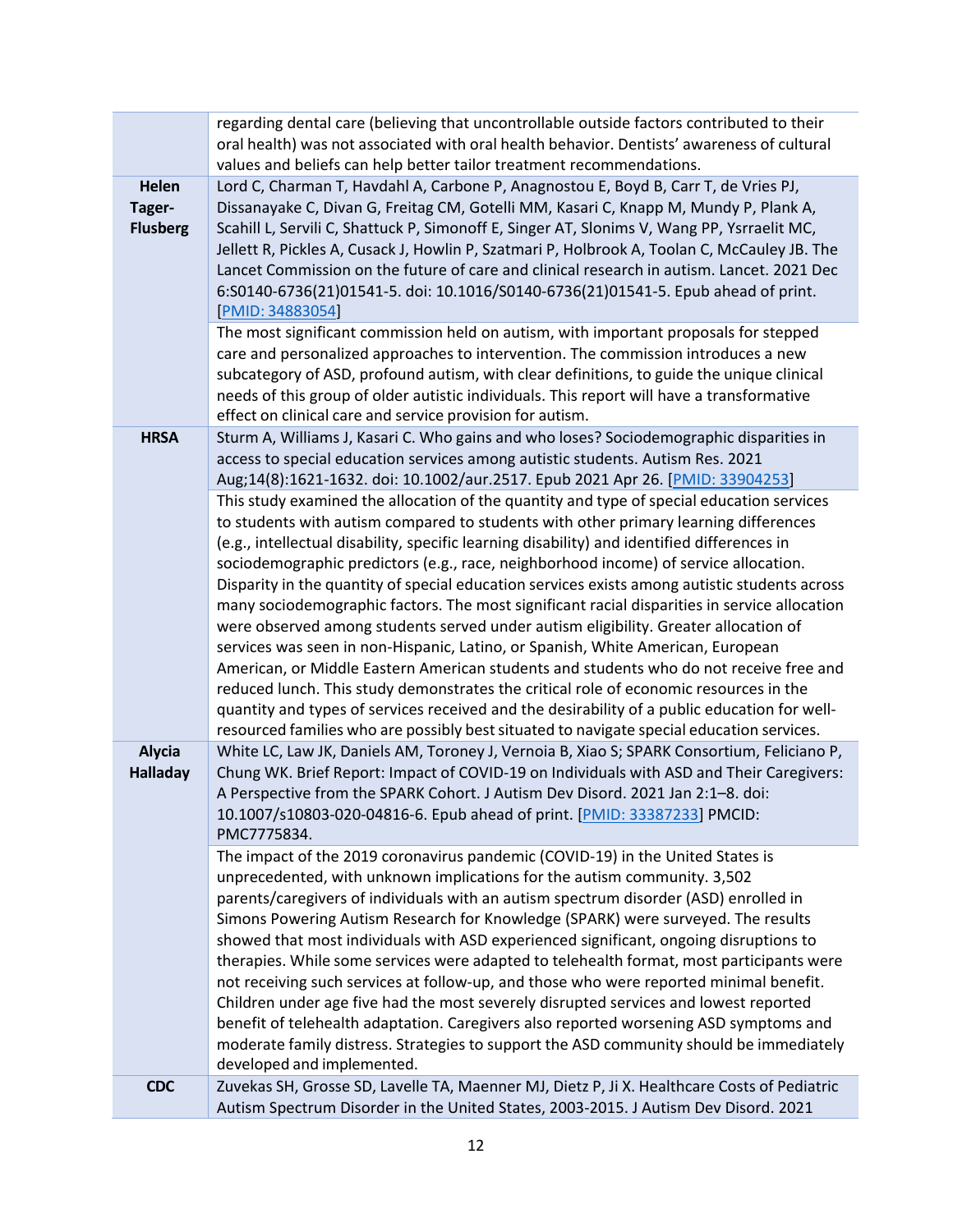| | |
|---|---|
| | regarding dental care (believing that uncontrollable outside factors contributed to their oral health) was not associated with oral health behavior. Dentists' awareness of cultural values and beliefs can help better tailor treatment recommendations. |
| **Helen Tager-Flusberg** | Lord C, Charman T, Havdahl A, Carbone P, Anagnostou E, Boyd B, Carr T, de Vries PJ, Dissanayake C, Divan G, Freitag CM, Gotelli MM, Kasari C, Knapp M, Mundy P, Plank A, Scahill L, Servili C, Shattuck P, Simonoff E, Singer AT, Slonims V, Wang PP, Ysrraelit MC, Jellett R, Pickles A, Cusack J, Howlin P, Szatmari P, Holbrook A, Toolan C, McCauley JB. The Lancet Commission on the future of care and clinical research in autism. Lancet. 2021 Dec 6:S0140-6736(21)01541-5. doi: 10.1016/S0140-6736(21)01541-5. Epub ahead of print. [PMID: 34883054] |
| | The most significant commission held on autism, with important proposals for stepped care and personalized approaches to intervention. The commission introduces a new subcategory of ASD, profound autism, with clear definitions, to guide the unique clinical needs of this group of older autistic individuals. This report will have a transformative effect on clinical care and service provision for autism. |
| **HRSA** | Sturm A, Williams J, Kasari C. Who gains and who loses? Sociodemographic disparities in access to special education services among autistic students. Autism Res. 2021 Aug;14(8):1621-1632. doi: 10.1002/aur.2517. Epub 2021 Apr 26. [PMID: 33904253] |
| | This study examined the allocation of the quantity and type of special education services to students with autism compared to students with other primary learning differences (e.g., intellectual disability, specific learning disability) and identified differences in sociodemographic predictors (e.g., race, neighborhood income) of service allocation. Disparity in the quantity of special education services exists among autistic students across many sociodemographic factors. The most significant racial disparities in service allocation were observed among students served under autism eligibility. Greater allocation of services was seen in non-Hispanic, Latino, or Spanish, White American, European American, or Middle Eastern American students and students who do not receive free and reduced lunch. This study demonstrates the critical role of economic resources in the quantity and types of services received and the desirability of a public education for well-resourced families who are possibly best situated to navigate special education services. |
| **Alycia Halladay** | White LC, Law JK, Daniels AM, Toroney J, Vernoia B, Xiao S; SPARK Consortium, Feliciano P, Chung WK. Brief Report: Impact of COVID-19 on Individuals with ASD and Their Caregivers: A Perspective from the SPARK Cohort. J Autism Dev Disord. 2021 Jan 2:1–8. doi: 10.1007/s10803-020-04816-6. Epub ahead of print. [PMID: 33387233] PMCID: PMC7775834. |
| | The impact of the 2019 coronavirus pandemic (COVID-19) in the United States is unprecedented, with unknown implications for the autism community. 3,502 parents/caregivers of individuals with an autism spectrum disorder (ASD) enrolled in Simons Powering Autism Research for Knowledge (SPARK) were surveyed. The results showed that most individuals with ASD experienced significant, ongoing disruptions to therapies. While some services were adapted to telehealth format, most participants were not receiving such services at follow-up, and those who were reported minimal benefit. Children under age five had the most severely disrupted services and lowest reported benefit of telehealth adaptation. Caregivers also reported worsening ASD symptoms and moderate family distress. Strategies to support the ASD community should be immediately developed and implemented. |
| **CDC** | Zuvekas SH, Grosse SD, Lavelle TA, Maenner MJ, Dietz P, Ji X. Healthcare Costs of Pediatric Autism Spectrum Disorder in the United States, 2003-2015. J Autism Dev Disord. 2021 |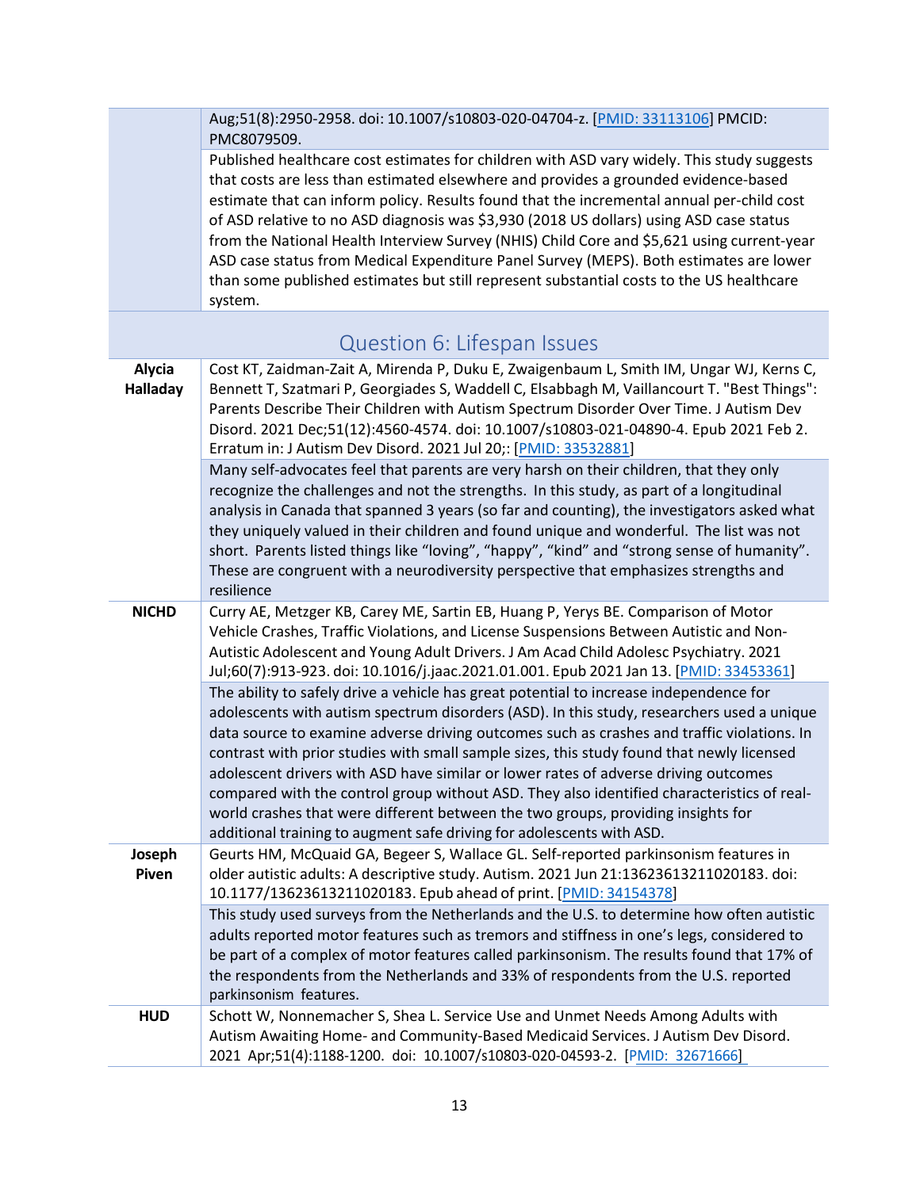| | |
|---|---|
| | Aug;51(8):2950-2958. doi: 10.1007/s10803-020-04704-z. [PMID: 33113106] PMCID: PMC8079509. |
| | Published healthcare cost estimates for children with ASD vary widely. This study suggests that costs are less than estimated elsewhere and provides a grounded evidence-based estimate that can inform policy. Results found that the incremental annual per-child cost of ASD relative to no ASD diagnosis was $3,930 (2018 US dollars) using ASD case status from the National Health Interview Survey (NHIS) Child Core and $5,621 using current-year ASD case status from Medical Expenditure Panel Survey (MEPS). Both estimates are lower than some published estimates but still represent substantial costs to the US healthcare system. |

## Question 6: Lifespan Issues

| | |
|---|---|
| **Alycia Halladay** | Cost KT, Zaidman-Zait A, Mirenda P, Duku E, Zwaigenbaum L, Smith IM, Ungar WJ, Kerns C, Bennett T, Szatmari P, Georgiades S, Waddell C, Elsabbagh M, Vaillancourt T. "Best Things": Parents Describe Their Children with Autism Spectrum Disorder Over Time. J Autism Dev Disord. 2021 Dec;51(12):4560-4574. doi: 10.1007/s10803-021-04890-4. Epub 2021 Feb 2. Erratum in: J Autism Dev Disord. 2021 Jul 20;: [PMID: 33532881] |
| | Many self-advocates feel that parents are very harsh on their children, that they only recognize the challenges and not the strengths. In this study, as part of a longitudinal analysis in Canada that spanned 3 years (so far and counting), the investigators asked what they uniquely valued in their children and found unique and wonderful. The list was not short. Parents listed things like "loving", "happy", "kind" and "strong sense of humanity". These are congruent with a neurodiversity perspective that emphasizes strengths and resilience |
| **NICHD** | Curry AE, Metzger KB, Carey ME, Sartin EB, Huang P, Yerys BE. Comparison of Motor Vehicle Crashes, Traffic Violations, and License Suspensions Between Autistic and Non-Autistic Adolescent and Young Adult Drivers. J Am Acad Child Adolesc Psychiatry. 2021 Jul;60(7):913-923. doi: 10.1016/j.jaac.2021.01.001. Epub 2021 Jan 13. [PMID: 33453361] |
| | The ability to safely drive a vehicle has great potential to increase independence for adolescents with autism spectrum disorders (ASD). In this study, researchers used a unique data source to examine adverse driving outcomes such as crashes and traffic violations. In contrast with prior studies with small sample sizes, this study found that newly licensed adolescent drivers with ASD have similar or lower rates of adverse driving outcomes compared with the control group without ASD. They also identified characteristics of real-world crashes that were different between the two groups, providing insights for additional training to augment safe driving for adolescents with ASD. |
| **Joseph Piven** | Geurts HM, McQuaid GA, Begeer S, Wallace GL. Self-reported parkinsonism features in older autistic adults: A descriptive study. Autism. 2021 Jun 21:13623613211020183. doi: 10.1177/13623613211020183. Epub ahead of print. [PMID: 34154378] |
| | This study used surveys from the Netherlands and the U.S. to determine how often autistic adults reported motor features such as tremors and stiffness in one's legs, considered to be part of a complex of motor features called parkinsonism. The results found that 17% of the respondents from the Netherlands and 33% of respondents from the U.S. reported parkinsonism features. |
| **HUD** | Schott W, Nonnemacher S, Shea L. Service Use and Unmet Needs Among Adults with Autism Awaiting Home- and Community-Based Medicaid Services. J Autism Dev Disord. 2021 Apr;51(4):1188-1200. doi: 10.1007/s10803-020-04593-2. [PMID: 32671666] |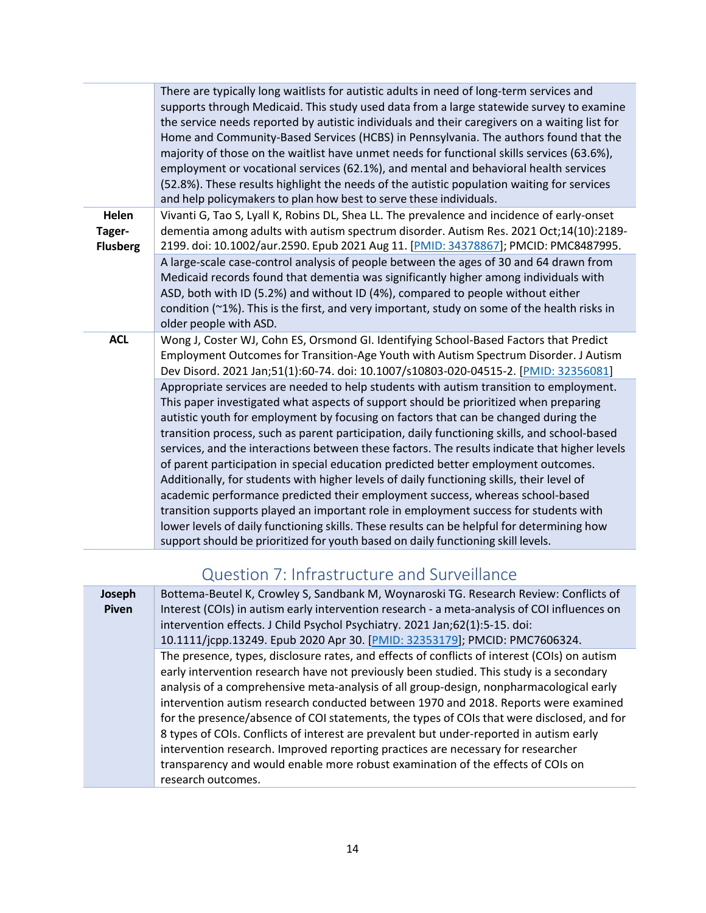| | |
|---|---|
| | There are typically long waitlists for autistic adults in need of long-term services and supports through Medicaid. This study used data from a large statewide survey to examine the service needs reported by autistic individuals and their caregivers on a waiting list for Home and Community-Based Services (HCBS) in Pennsylvania. The authors found that the majority of those on the waitlist have unmet needs for functional skills services (63.6%), employment or vocational services (62.1%), and mental and behavioral health services (52.8%). These results highlight the needs of the autistic population waiting for services and help policymakers to plan how best to serve these individuals. |
| **Helen Tager-Flusberg** | Vivanti G, Tao S, Lyall K, Robins DL, Shea LL. The prevalence and incidence of early-onset dementia among adults with autism spectrum disorder. Autism Res. 2021 Oct;14(10):2189-2199. doi: 10.1002/aur.2590. Epub 2021 Aug 11. [PMID: 34378867]; PMCID: PMC8487995. |
| | A large-scale case-control analysis of people between the ages of 30 and 64 drawn from Medicaid records found that dementia was significantly higher among individuals with ASD, both with ID (5.2%) and without ID (4%), compared to people without either condition (~1%). This is the first, and very important, study on some of the health risks in older people with ASD. |
| **ACL** | Wong J, Coster WJ, Cohn ES, Orsmond GI. Identifying School-Based Factors that Predict Employment Outcomes for Transition-Age Youth with Autism Spectrum Disorder. J Autism Dev Disord. 2021 Jan;51(1):60-74. doi: 10.1007/s10803-020-04515-2. [PMID: 32356081] |
| | Appropriate services are needed to help students with autism transition to employment. This paper investigated what aspects of support should be prioritized when preparing autistic youth for employment by focusing on factors that can be changed during the transition process, such as parent participation, daily functioning skills, and school-based services, and the interactions between these factors. The results indicate that higher levels of parent participation in special education predicted better employment outcomes. Additionally, for students with higher levels of daily functioning skills, their level of academic performance predicted their employment success, whereas school-based transition supports played an important role in employment success for students with lower levels of daily functioning skills. These results can be helpful for determining how support should be prioritized for youth based on daily functioning skill levels. |

## Question 7: Infrastructure and Surveillance

| | |
|---|---|
| **Joseph Piven** | Bottema-Beutel K, Crowley S, Sandbank M, Woynaroski TG. Research Review: Conflicts of Interest (COIs) in autism early intervention research - a meta-analysis of COI influences on intervention effects. J Child Psychol Psychiatry. 2021 Jan;62(1):5-15. doi: 10.1111/jcpp.13249. Epub 2020 Apr 30. [PMID: 32353179]; PMCID: PMC7606324. |
| | The presence, types, disclosure rates, and effects of conflicts of interest (COIs) on autism early intervention research have not previously been studied. This study is a secondary analysis of a comprehensive meta-analysis of all group-design, nonpharmacological early intervention autism research conducted between 1970 and 2018. Reports were examined for the presence/absence of COI statements, the types of COIs that were disclosed, and for 8 types of COIs. Conflicts of interest are prevalent but under-reported in autism early intervention research. Improved reporting practices are necessary for researcher transparency and would enable more robust examination of the effects of COIs on research outcomes. |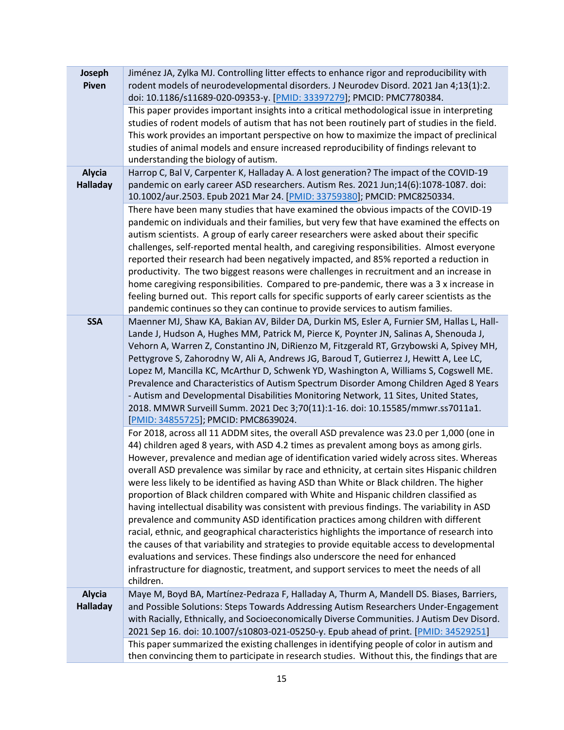| | |
|---|---|
| **Joseph Piven** | Jiménez JA, Zylka MJ. Controlling litter effects to enhance rigor and reproducibility with rodent models of neurodevelopmental disorders. J Neurodev Disord. 2021 Jan 4;13(1):2. doi: 10.1186/s11689-020-09353-y. [PMID: 33397279]; PMCID: PMC7780384. |
| | This paper provides important insights into a critical methodological issue in interpreting studies of rodent models of autism that has not been routinely part of studies in the field. This work provides an important perspective on how to maximize the impact of preclinical studies of animal models and ensure increased reproducibility of findings relevant to understanding the biology of autism. |
| **Alycia Halladay** | Harrop C, Bal V, Carpenter K, Halladay A. A lost generation? The impact of the COVID-19 pandemic on early career ASD researchers. Autism Res. 2021 Jun;14(6):1078-1087. doi: 10.1002/aur.2503. Epub 2021 Mar 24. [PMID: 33759380]; PMCID: PMC8250334. |
| | There have been many studies that have examined the obvious impacts of the COVID-19 pandemic on individuals and their families, but very few that have examined the effects on autism scientists. A group of early career researchers were asked about their specific challenges, self-reported mental health, and caregiving responsibilities. Almost everyone reported their research had been negatively impacted, and 85% reported a reduction in productivity. The two biggest reasons were challenges in recruitment and an increase in home caregiving responsibilities. Compared to pre-pandemic, there was a 3 x increase in feeling burned out. This report calls for specific supports of early career scientists as the pandemic continues so they can continue to provide services to autism families. |
| **SSA** | Maenner MJ, Shaw KA, Bakian AV, Bilder DA, Durkin MS, Esler A, Furnier SM, Hallas L, Hall-Lande J, Hudson A, Hughes MM, Patrick M, Pierce K, Poynter JN, Salinas A, Shenouda J, Vehorn A, Warren Z, Constantino JN, DiRienzo M, Fitzgerald RT, Grzybowski A, Spivey MH, Pettygrove S, Zahorodny W, Ali A, Andrews JG, Baroud T, Gutierrez J, Hewitt A, Lee LC, Lopez M, Mancilla KC, McArthur D, Schwenk YD, Washington A, Williams S, Cogswell ME. Prevalence and Characteristics of Autism Spectrum Disorder Among Children Aged 8 Years - Autism and Developmental Disabilities Monitoring Network, 11 Sites, United States, 2018. MMWR Surveill Summ. 2021 Dec 3;70(11):1-16. doi: 10.15585/mmwr.ss7011a1. [PMID: 34855725]; PMCID: PMC8639024. |
| | For 2018, across all 11 ADDM sites, the overall ASD prevalence was 23.0 per 1,000 (one in 44) children aged 8 years, with ASD 4.2 times as prevalent among boys as among girls. However, prevalence and median age of identification varied widely across sites. Whereas overall ASD prevalence was similar by race and ethnicity, at certain sites Hispanic children were less likely to be identified as having ASD than White or Black children. The higher proportion of Black children compared with White and Hispanic children classified as having intellectual disability was consistent with previous findings. The variability in ASD prevalence and community ASD identification practices among children with different racial, ethnic, and geographical characteristics highlights the importance of research into the causes of that variability and strategies to provide equitable access to developmental evaluations and services. These findings also underscore the need for enhanced infrastructure for diagnostic, treatment, and support services to meet the needs of all children. |
| **Alycia Halladay** | Maye M, Boyd BA, Martínez-Pedraza F, Halladay A, Thurm A, Mandell DS. Biases, Barriers, and Possible Solutions: Steps Towards Addressing Autism Researchers Under-Engagement with Racially, Ethnically, and Socioeconomically Diverse Communities. J Autism Dev Disord. 2021 Sep 16. doi: 10.1007/s10803-021-05250-y. Epub ahead of print. [PMID: 34529251] |
| | This paper summarized the existing challenges in identifying people of color in autism and then convincing them to participate in research studies. Without this, the findings that are |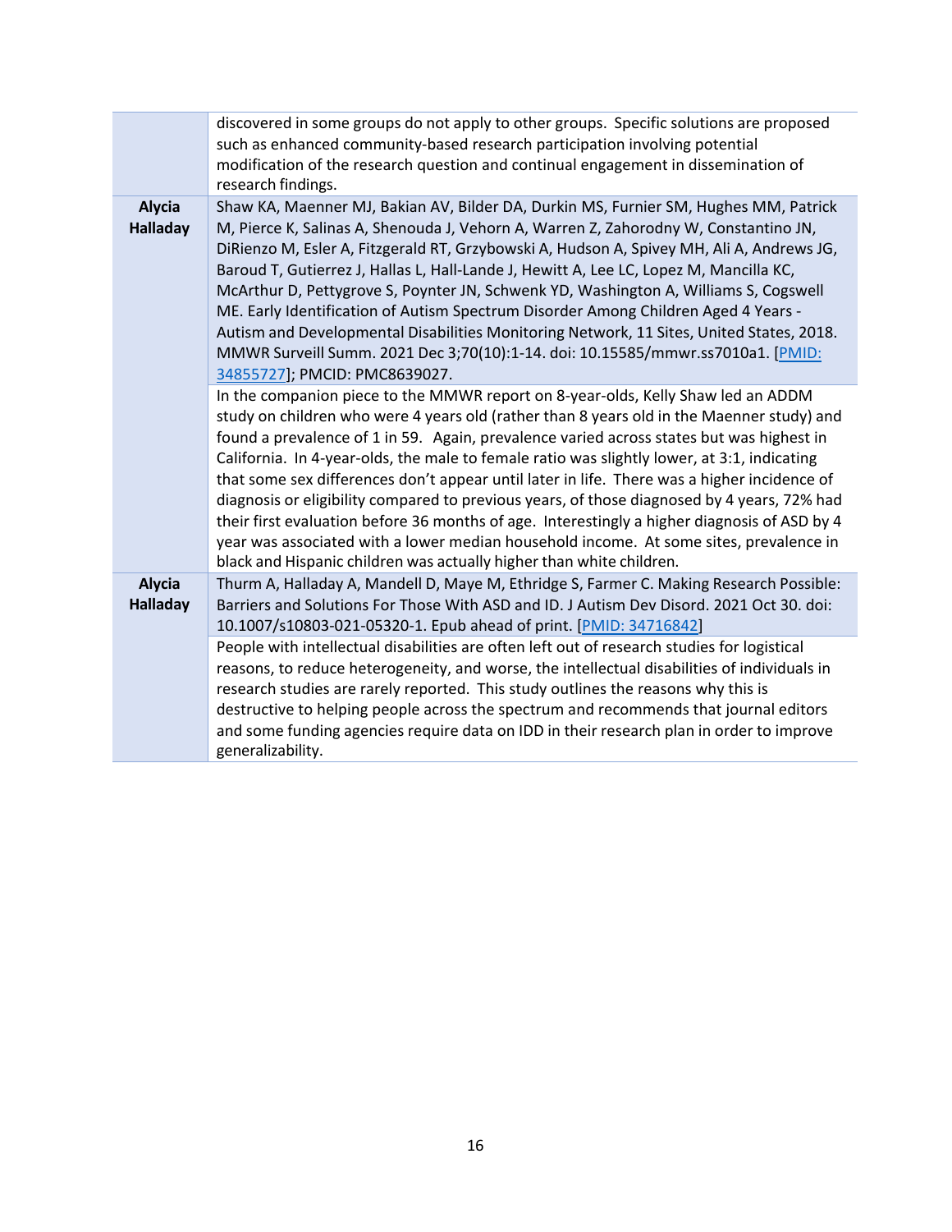| | |
|---|---|
| | discovered in some groups do not apply to other groups. Specific solutions are proposed such as enhanced community-based research participation involving potential modification of the research question and continual engagement in dissemination of research findings. |
| **Alycia Halladay** | Shaw KA, Maenner MJ, Bakian AV, Bilder DA, Durkin MS, Furnier SM, Hughes MM, Patrick M, Pierce K, Salinas A, Shenouda J, Vehorn A, Warren Z, Zahorodny W, Constantino JN, DiRienzo M, Esler A, Fitzgerald RT, Grzybowski A, Hudson A, Spivey MH, Ali A, Andrews JG, Baroud T, Gutierrez J, Hallas L, Hall-Lande J, Hewitt A, Lee LC, Lopez M, Mancilla KC, McArthur D, Pettygrove S, Poynter JN, Schwenk YD, Washington A, Williams S, Cogswell ME. Early Identification of Autism Spectrum Disorder Among Children Aged 4 Years - Autism and Developmental Disabilities Monitoring Network, 11 Sites, United States, 2018. MMWR Surveill Summ. 2021 Dec 3;70(10):1-14. doi: 10.15585/mmwr.ss7010a1. [PMID: 34855727]; PMCID: PMC8639027. |
| | In the companion piece to the MMWR report on 8-year-olds, Kelly Shaw led an ADDM study on children who were 4 years old (rather than 8 years old in the Maenner study) and found a prevalence of 1 in 59. Again, prevalence varied across states but was highest in California. In 4-year-olds, the male to female ratio was slightly lower, at 3:1, indicating that some sex differences don't appear until later in life. There was a higher incidence of diagnosis or eligibility compared to previous years, of those diagnosed by 4 years, 72% had their first evaluation before 36 months of age. Interestingly a higher diagnosis of ASD by 4 year was associated with a lower median household income. At some sites, prevalence in black and Hispanic children was actually higher than white children. |
| **Alycia Halladay** | Thurm A, Halladay A, Mandell D, Maye M, Ethridge S, Farmer C. Making Research Possible: Barriers and Solutions For Those With ASD and ID. J Autism Dev Disord. 2021 Oct 30. doi: 10.1007/s10803-021-05320-1. Epub ahead of print. [PMID: 34716842] |
| | People with intellectual disabilities are often left out of research studies for logistical reasons, to reduce heterogeneity, and worse, the intellectual disabilities of individuals in research studies are rarely reported. This study outlines the reasons why this is destructive to helping people across the spectrum and recommends that journal editors and some funding agencies require data on IDD in their research plan in order to improve generalizability. |